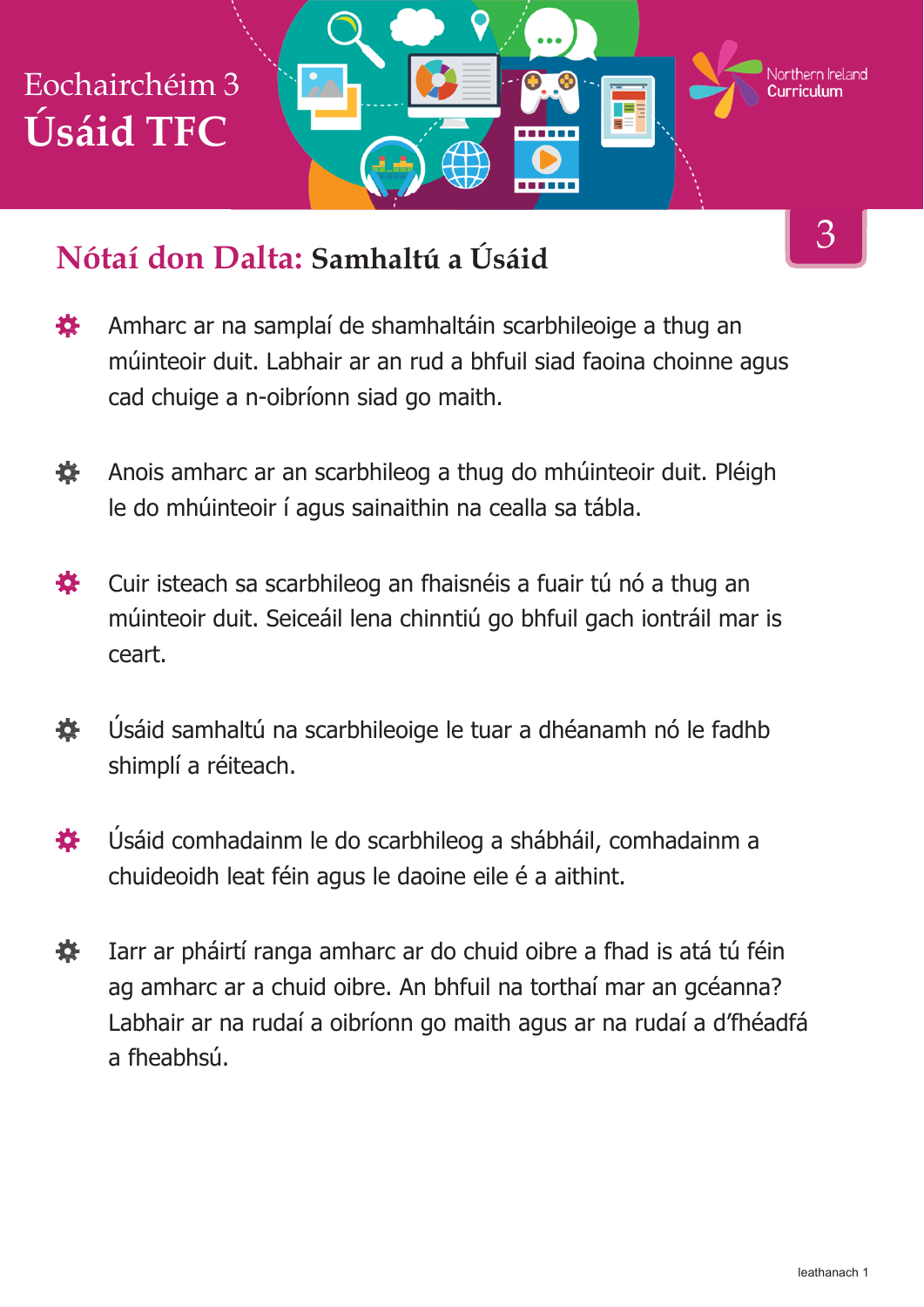# Eochairchéim 3
# Úsáid TFC

Northern Ireland Curriculum

3

## Nótaí don Dalta: Samhaltú a Úsáid

- Amharc ar na samplaí de shamhaltáin scarbhileoige a thug an múinteoir duit. Labhair ar an rud a bhfuil siad faoina choinne agus cad chuige a n-oibríonn siad go maith.

- Anois amharc ar an scarbhileog a thug do mhúinteoir duit. Pléigh le do mhúinteoir í agus sainaithin na cealla sa tábla.

- Cuir isteach sa scarbhileog an fhaisnéis a fuair tú nó a thug an múinteoir duit. Seiceáil lena chinntiú go bhfuil gach iontráil mar is ceart.

- Úsáid samhaltú na scarbhileoige le tuar a dhéanamh nó le fadhb shimplí a réiteach.

- Úsáid comhadainm le do scarbhileog a shábháil, comhadainm a chuideoidh leat féin agus le daoine eile é a aithint.

- Iarr ar pháirtí ranga amharc ar do chuid oibre a fhad is atá tú féin ag amharc ar a chuid oibre. An bhfuil na torthaí mar an gcéanna? Labhair ar na rudaí a oibríonn go maith agus ar na rudaí a d'fhéadfá a fheabhsú.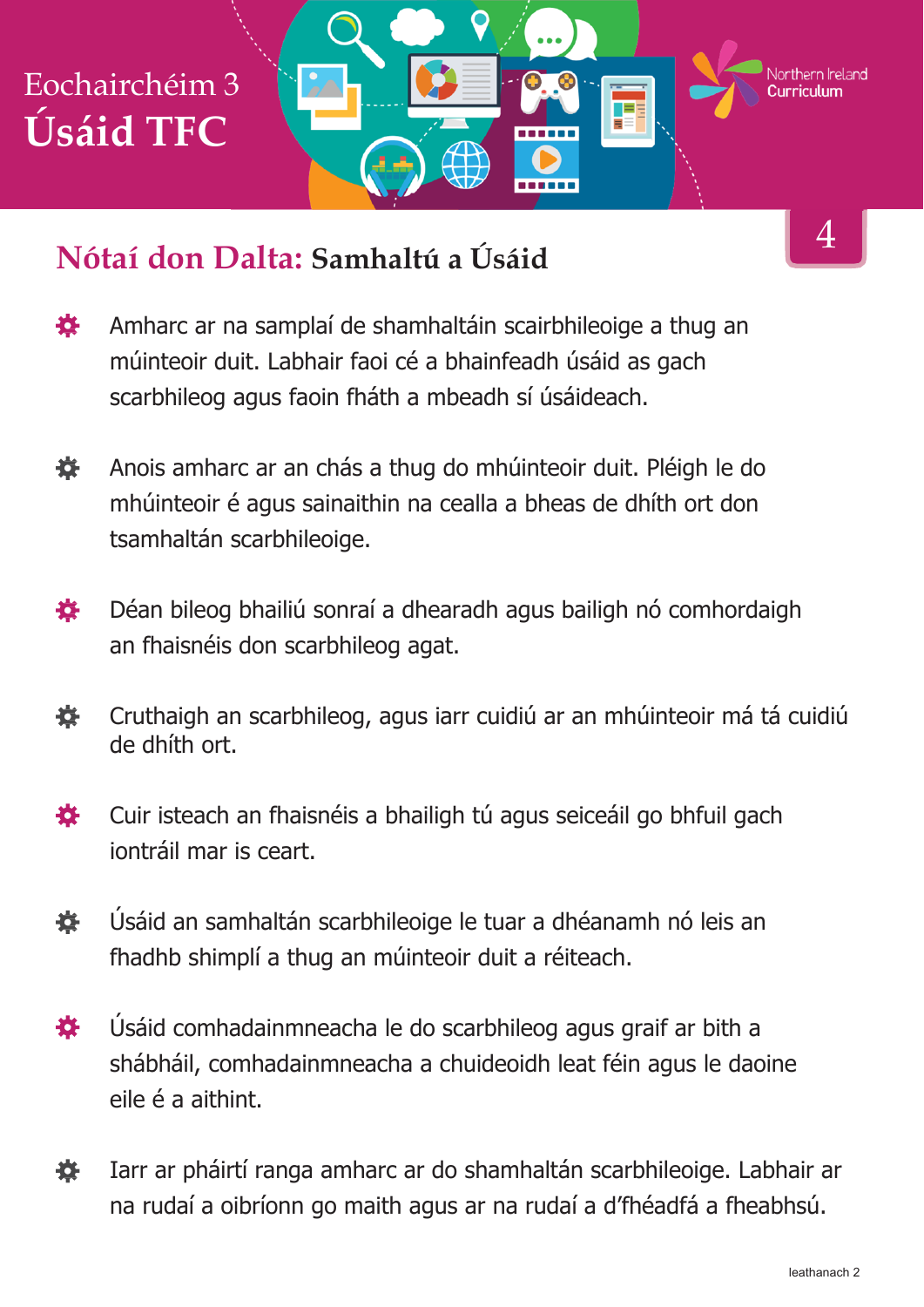# Eochairchéim 3
# Úsáid TFC

Northern Ireland Curriculum

4

## Nótaí don Dalta: Samhaltú a Úsáid

- Amharc ar na samplaí de shamhaltáin scairbhileoige a thug an múinteoir duit. Labhair faoi cé a bhainfeadh úsáid as gach scarbhileog agus faoin fháth a mbeadh sí úsáideach.
- Anois amharc ar an chás a thug do mhúinteoir duit. Pléigh le do mhúinteoir é agus sainaithin na cealla a bheas de dhíth ort don tsamhaltán scarbhileoige.
- Déan bileog bhailiú sonraí a dhearadh agus bailigh nó comhordaigh an fhaisnéis don scarbhileog agat.
- Cruthaigh an scarbhileog, agus iarr cuidiú ar an mhúinteoir má tá cuidiú de dhíth ort.
- Cuir isteach an fhaisnéis a bhailigh tú agus seiceáil go bhfuil gach iontráil mar is ceart.
- Úsáid an samhaltán scarbhileoige le tuar a dhéanamh nó leis an fhadhb shimplí a thug an múinteoir duit a réiteach.
- Úsáid comhadainmneacha le do scarbhileog agus graif ar bith a shábháil, comhadainmneacha a chuideoidh leat féin agus le daoine eile é a aithint.
- Iarr ar pháirtí ranga amharc ar do shamhaltán scarbhileoige. Labhair ar na rudaí a oibríonn go maith agus ar na rudaí a d'fhéadfá a fheabhsú.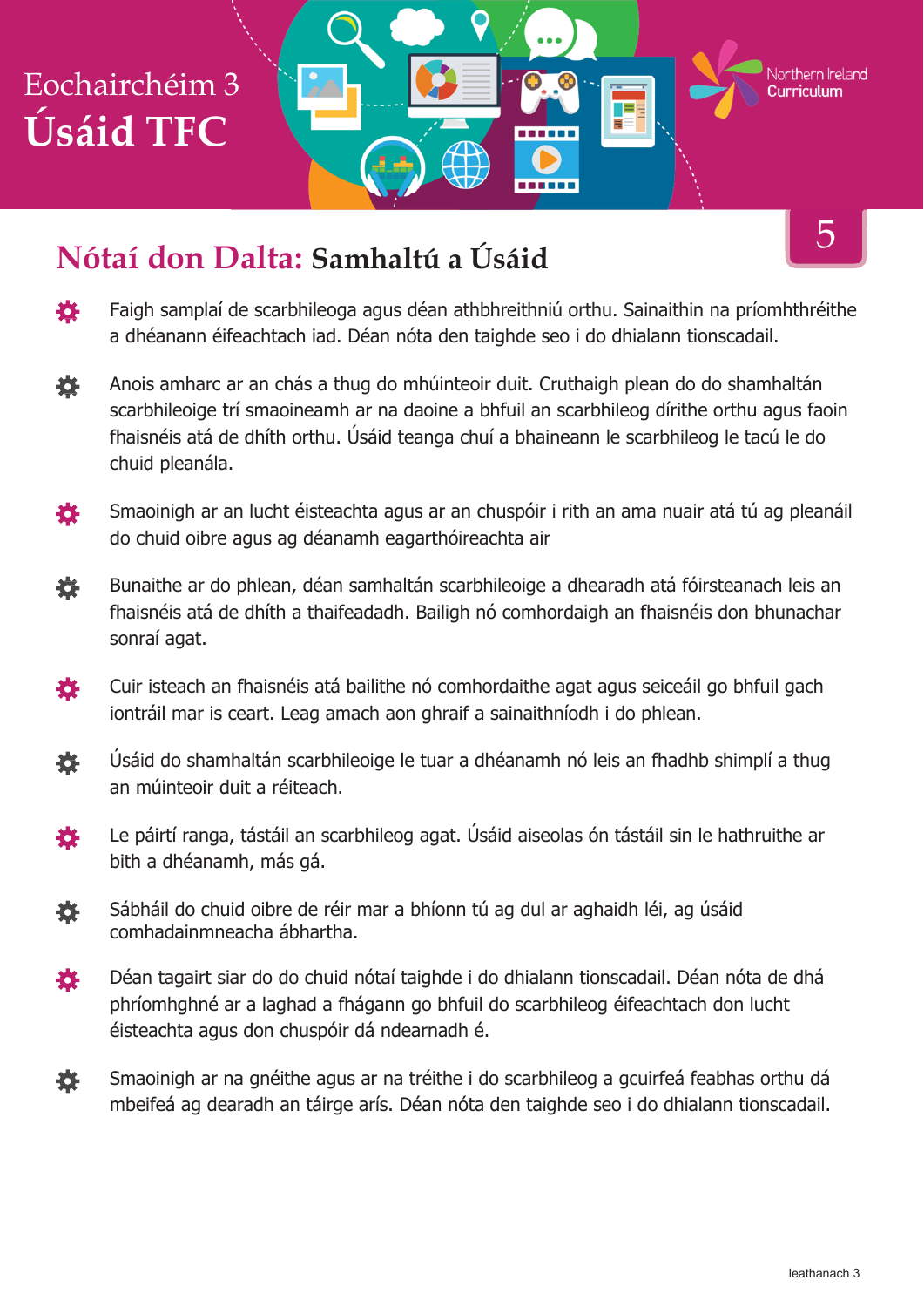# Eochairchéim 3
# Úsáid TFC

5

## Nótaí don Dalta: Samhaltú a Úsáid

- Faigh samplaí de scarbhileoga agus déan athbhreithniú orthu. Sainaithin na príomhthréithe a dhéanann éifeachtach iad. Déan nóta den taighde seo i do dhialann tionscadail.
- Anois amharc ar an chás a thug do mhúinteoir duit. Cruthaigh plean do do shamhaltán scarbhileoige trí smaoineamh ar na daoine a bhfuil an scarbhileog dírithe orthu agus faoin fhaisnéis atá de dhíth orthu. Úsáid teanga chuí a bhaineann le scarbhileog le tacú le do chuid pleanála.
- Smaoinigh ar an lucht éisteachta agus ar an chuspóir i rith an ama nuair atá tú ag pleanáil do chuid oibre agus ag déanamh eagarthóireachta air
- Bunaithe ar do phlean, déan samhaltán scarbhileoige a dhearadh atá fóirsteanach leis an fhaisnéis atá de dhíth a thaifeadadh. Bailigh nó comhordaigh an fhaisnéis don bhunachar sonraí agat.
- Cuir isteach an fhaisnéis atá bailithe nó comhordaithe agat agus seiceáil go bhfuil gach iontráil mar is ceart. Leag amach aon ghraif a sainaithníodh i do phlean.
- Úsáid do shamhaltán scarbhileoige le tuar a dhéanamh nó leis an fhadhb shimplí a thug an múinteoir duit a réiteach.
- Le páirtí ranga, tástáil an scarbhileog agat. Úsáid aiseolas ón tástáil sin le hathruithe ar bith a dhéanamh, más gá.
- Sábháil do chuid oibre de réir mar a bhíonn tú ag dul ar aghaidh léi, ag úsáid comhadainmneacha ábhartha.
- Déan tagairt siar do do chuid nótaí taighde i do dhialann tionscadail. Déan nóta de dhá phríomhghné ar a laghad a fhágann go bhfuil do scarbhileog éifeachtach don lucht éisteachta agus don chuspóir dá ndearnadh é.
- Smaoinigh ar na gnéithe agus ar na tréithe i do scarbhileog a gcuirfeá feabhas orthu dá mbeifeá ag dearadh an táirge arís. Déan nóta den taighde seo i do dhialann tionscadail.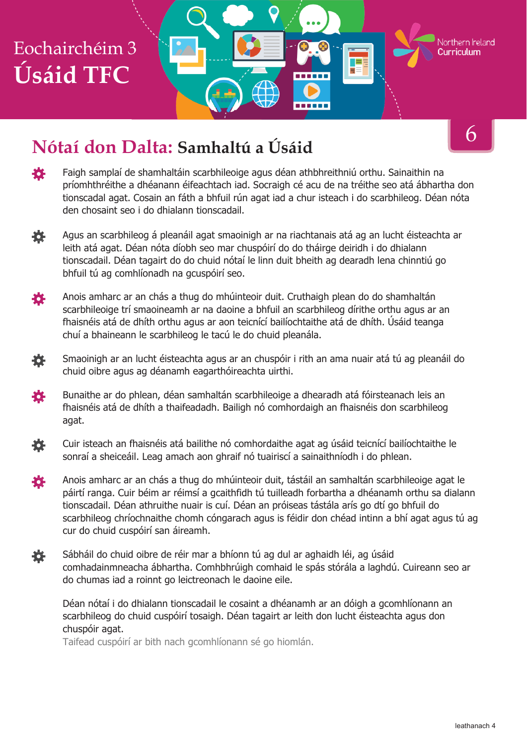# Eochairchéim 3
# Úsáid TFC

Northern Ireland Curriculum

6

## Nótaí don Dalta: Samhaltú a Úsáid

- Faigh samplaí de shamhaltáin scarbhileoige agus déan athbhreithniú orthu. Sainaithin na príomhthréithe a dhéanann éifeachtach iad. Socraigh cé acu de na tréithe seo atá ábhartha don tionscadal agat. Cosain an fáth a bhfuil rún agat iad a chur isteach i do scarbhileog. Déan nóta den chosaint seo i do dhialann tionscadail.
- Agus an scarbhileog á pleanáil agat smaoinigh ar na riachtanais atá ag an lucht éisteachta ar leith atá agat. Déan nóta díobh seo mar chuspóirí do do tháirge deiridh i do dhialann tionscadail. Déan tagairt do do chuid nótaí le linn duit bheith ag dearadh lena chinntiú go bhfuil tú ag comhlíonadh na gcuspóirí seo.
- Anois amharc ar an chás a thug do mhúinteoir duit. Cruthaigh plean do do shamhaltán scarbhileoige trí smaoineamh ar na daoine a bhfuil an scarbhileog dírithe orthu agus ar an fhaisnéis atá de dhíth orthu agus ar aon teicnící bailíochtaithe atá de dhíth. Úsáid teanga chuí a bhaineann le scarbhileog le tacú le do chuid pleanála.
- Smaoinigh ar an lucht éisteachta agus ar an chuspóir i rith an ama nuair atá tú ag pleanáil do chuid oibre agus ag déanamh eagarthóireachta uirthi.
- Bunaithe ar do phlean, déan samhaltán scarbhileoige a dhearadh atá fóirsteanach leis an fhaisnéis atá de dhíth a thaifeadadh. Bailigh nó comhordaigh an fhaisnéis don scarbhileog agat.
- Cuir isteach an fhaisnéis atá bailithe nó comhordaithe agat ag úsáid teicnící bailíochtaithe le sonraí a sheiceáil. Leag amach aon ghraif nó tuairiscí a sainaithníodh i do phlean.
- Anois amharc ar an chás a thug do mhúinteoir duit, tástáil an samhaltán scarbhileoige agat le páirtí ranga. Cuir béim ar réimsí a gcaithfidh tú tuilleadh forbartha a dhéanamh orthu sa dialann tionscadail. Déan athruithe nuair is cuí. Déan an próiseas tástála arís go dtí go bhfuil do scarbhileog chríochnaithe chomh cóngarach agus is féidir don chéad intinn a bhí agat agus tú ag cur do chuid cuspóirí san áireamh.
- Sábháil do chuid oibre de réir mar a bhíonn tú ag dul ar aghaidh léi, ag úsáid comhadainmneacha ábhartha. Comhbhrúigh comhaid le spás stórála a laghdú. Cuireann seo ar do chumas iad a roinnt go leictreonach le daoine eile.

  Déan nótaí i do dhialann tionscadail le cosaint a dhéanamh ar an dóigh a gcomhlíonann an scarbhileog do chuid cuspóirí tosaigh. Déan tagairt ar leith don lucht éisteachta agus don chuspóir agat.
  Taifead cuspóirí ar bith nach gcomhlíonann sé go hiomlán.